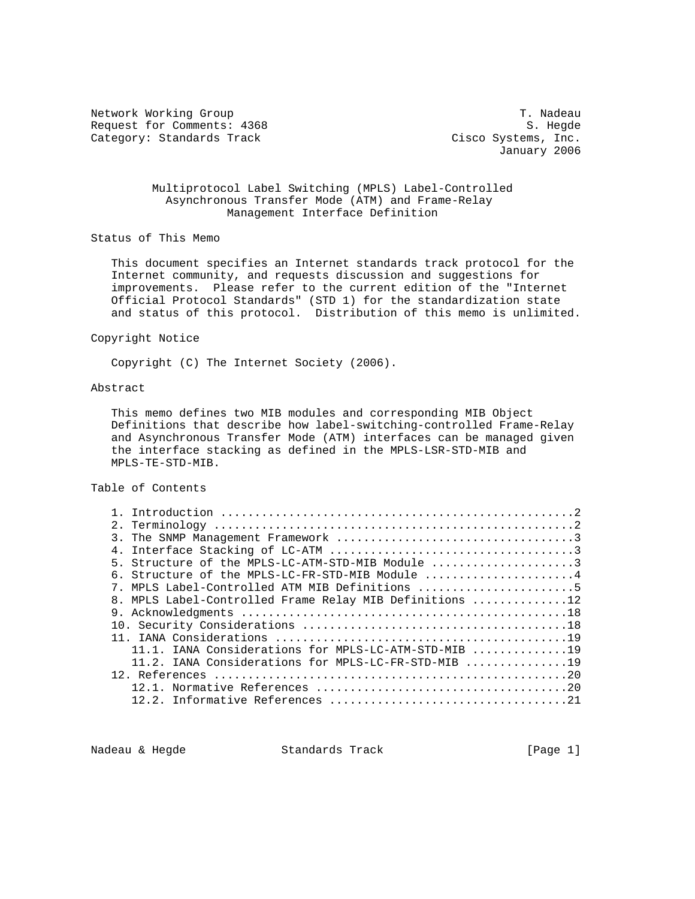Network Working Group T. Nadeau
Request for Comments: 4368 S. Hegde
Category: Standards Track Cisco Systems, Inc.
January 2006

# Multiprotocol Label Switching (MPLS) Label-Controlled Asynchronous Transfer Mode (ATM) and Frame-Relay Management Interface Definition

## Status of This Memo

This document specifies an Internet standards track protocol for the Internet community, and requests discussion and suggestions for improvements. Please refer to the current edition of the "Internet Official Protocol Standards" (STD 1) for the standardization state and status of this protocol. Distribution of this memo is unlimited.

## Copyright Notice

Copyright (C) The Internet Society (2006).

## Abstract

This memo defines two MIB modules and corresponding MIB Object Definitions that describe how label-switching-controlled Frame-Relay and Asynchronous Transfer Mode (ATM) interfaces can be managed given the interface stacking as defined in the MPLS-LSR-STD-MIB and MPLS-TE-STD-MIB.

## Table of Contents

```
1. Introduction ....................................................2
2. Terminology .....................................................2
3. The SNMP Management Framework ...................................3
4. Interface Stacking of LC-ATM ....................................3
5. Structure of the MPLS-LC-ATM-STD-MIB Module .....................3
6. Structure of the MPLS-LC-FR-STD-MIB Module ......................4
7. MPLS Label-Controlled ATM MIB Definitions .......................5
8. MPLS Label-Controlled Frame Relay MIB Definitions ..............12
9. Acknowledgments ................................................18
10. Security Considerations .......................................18
11. IANA Considerations ...........................................19
   11.1. IANA Considerations for MPLS-LC-ATM-STD-MIB ..............19
   11.2. IANA Considerations for MPLS-LC-FR-STD-MIB ...............19
12. References ....................................................20
   12.1. Normative References .....................................20
   12.2. Informative References ...................................21
```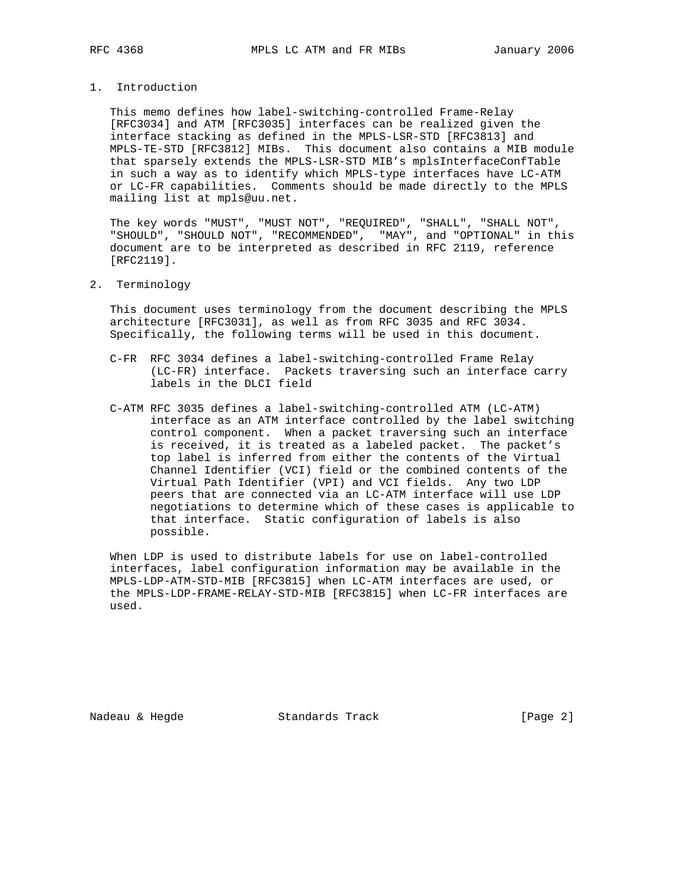## 1. Introduction

This memo defines how label-switching-controlled Frame-Relay [RFC3034] and ATM [RFC3035] interfaces can be realized given the interface stacking as defined in the MPLS-LSR-STD [RFC3813] and MPLS-TE-STD [RFC3812] MIBs. This document also contains a MIB module that sparsely extends the MPLS-LSR-STD MIB's mplsInterfaceConfTable in such a way as to identify which MPLS-type interfaces have LC-ATM or LC-FR capabilities. Comments should be made directly to the MPLS mailing list at mpls@uu.net.

The key words "MUST", "MUST NOT", "REQUIRED", "SHALL", "SHALL NOT", "SHOULD", "SHOULD NOT", "RECOMMENDED", "MAY", and "OPTIONAL" in this document are to be interpreted as described in RFC 2119, reference [RFC2119].

## 2. Terminology

This document uses terminology from the document describing the MPLS architecture [RFC3031], as well as from RFC 3035 and RFC 3034. Specifically, the following terms will be used in this document.

C-FR
: RFC 3034 defines a label-switching-controlled Frame Relay (LC-FR) interface. Packets traversing such an interface carry labels in the DLCI field

C-ATM
: RFC 3035 defines a label-switching-controlled ATM (LC-ATM) interface as an ATM interface controlled by the label switching control component. When a packet traversing such an interface is received, it is treated as a labeled packet. The packet's top label is inferred from either the contents of the Virtual Channel Identifier (VCI) field or the combined contents of the Virtual Path Identifier (VPI) and VCI fields. Any two LDP peers that are connected via an LC-ATM interface will use LDP negotiations to determine which of these cases is applicable to that interface. Static configuration of labels is also possible.

When LDP is used to distribute labels for use on label-controlled interfaces, label configuration information may be available in the MPLS-LDP-ATM-STD-MIB [RFC3815] when LC-ATM interfaces are used, or the MPLS-LDP-FRAME-RELAY-STD-MIB [RFC3815] when LC-FR interfaces are used.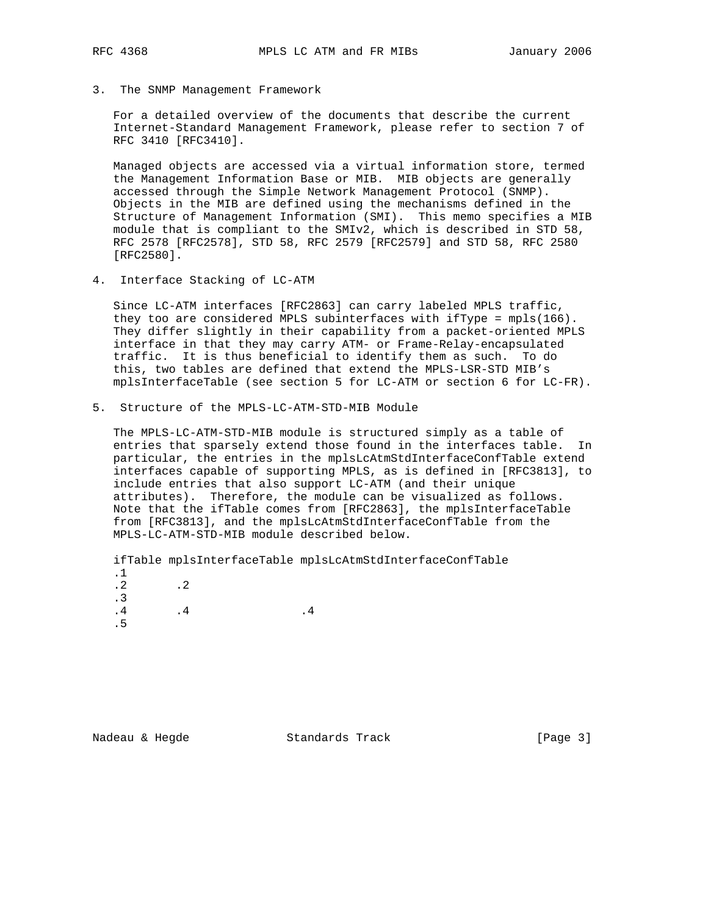## 3. The SNMP Management Framework

For a detailed overview of the documents that describe the current Internet-Standard Management Framework, please refer to section 7 of RFC 3410 [RFC3410].

Managed objects are accessed via a virtual information store, termed the Management Information Base or MIB. MIB objects are generally accessed through the Simple Network Management Protocol (SNMP). Objects in the MIB are defined using the mechanisms defined in the Structure of Management Information (SMI). This memo specifies a MIB module that is compliant to the SMIv2, which is described in STD 58, RFC 2578 [RFC2578], STD 58, RFC 2579 [RFC2579] and STD 58, RFC 2580 [RFC2580].

## 4. Interface Stacking of LC-ATM

Since LC-ATM interfaces [RFC2863] can carry labeled MPLS traffic, they too are considered MPLS subinterfaces with ifType = mpls(166). They differ slightly in their capability from a packet-oriented MPLS interface in that they may carry ATM- or Frame-Relay-encapsulated traffic. It is thus beneficial to identify them as such. To do this, two tables are defined that extend the MPLS-LSR-STD MIB's mplsInterfaceTable (see section 5 for LC-ATM or section 6 for LC-FR).

## 5. Structure of the MPLS-LC-ATM-STD-MIB Module

The MPLS-LC-ATM-STD-MIB module is structured simply as a table of entries that sparsely extend those found in the interfaces table. In particular, the entries in the mplsLcAtmStdInterfaceConfTable extend interfaces capable of supporting MPLS, as is defined in [RFC3813], to include entries that also support LC-ATM (and their unique attributes). Therefore, the module can be visualized as follows. Note that the ifTable comes from [RFC2863], the mplsInterfaceTable from [RFC3813], and the mplsLcAtmStdInterfaceConfTable from the MPLS-LC-ATM-STD-MIB module described below.

```
ifTable mplsInterfaceTable mplsLcAtmStdInterfaceConfTable
.1
.2       .2
.3
.4       .4               .4
.5
```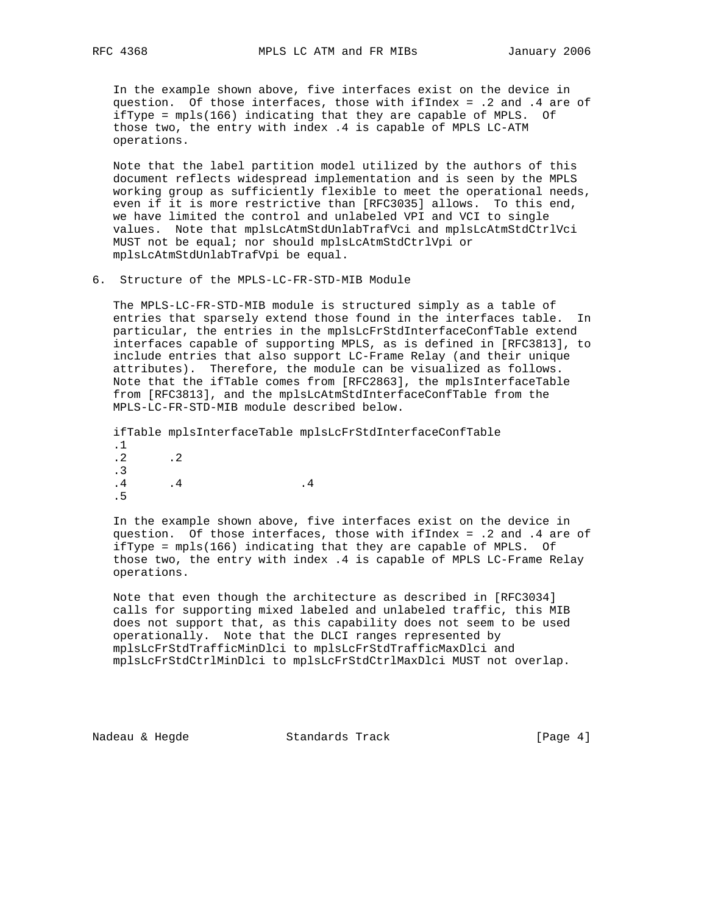In the example shown above, five interfaces exist on the device in question. Of those interfaces, those with ifIndex = .2 and .4 are of ifType = mpls(166) indicating that they are capable of MPLS. Of those two, the entry with index .4 is capable of MPLS LC-ATM operations.

Note that the label partition model utilized by the authors of this document reflects widespread implementation and is seen by the MPLS working group as sufficiently flexible to meet the operational needs, even if it is more restrictive than [RFC3035] allows. To this end, we have limited the control and unlabeled VPI and VCI to single values. Note that mplsLcAtmStdUnlabTrafVci and mplsLcAtmStdCtrlVci MUST not be equal; nor should mplsLcAtmStdCtrlVpi or mplsLcAtmStdUnlabTrafVpi be equal.

## 6. Structure of the MPLS-LC-FR-STD-MIB Module

The MPLS-LC-FR-STD-MIB module is structured simply as a table of entries that sparsely extend those found in the interfaces table. In particular, the entries in the mplsLcFrStdInterfaceConfTable extend interfaces capable of supporting MPLS, as is defined in [RFC3813], to include entries that also support LC-Frame Relay (and their unique attributes). Therefore, the module can be visualized as follows. Note that the ifTable comes from [RFC2863], the mplsInterfaceTable from [RFC3813], and the mplsLcAtmStdInterfaceConfTable from the MPLS-LC-FR-STD-MIB module described below.

```
ifTable mplsInterfaceTable mplsLcFrStdInterfaceConfTable
.1
.2      .2
.3
.4      .4                .4
.5
```

In the example shown above, five interfaces exist on the device in question. Of those interfaces, those with ifIndex = .2 and .4 are of ifType = mpls(166) indicating that they are capable of MPLS. Of those two, the entry with index .4 is capable of MPLS LC-Frame Relay operations.

Note that even though the architecture as described in [RFC3034] calls for supporting mixed labeled and unlabeled traffic, this MIB does not support that, as this capability does not seem to be used operationally. Note that the DLCI ranges represented by mplsLcFrStdTrafficMinDlci to mplsLcFrStdTrafficMaxDlci and mplsLcFrStdCtrlMinDlci to mplsLcFrStdCtrlMaxDlci MUST not overlap.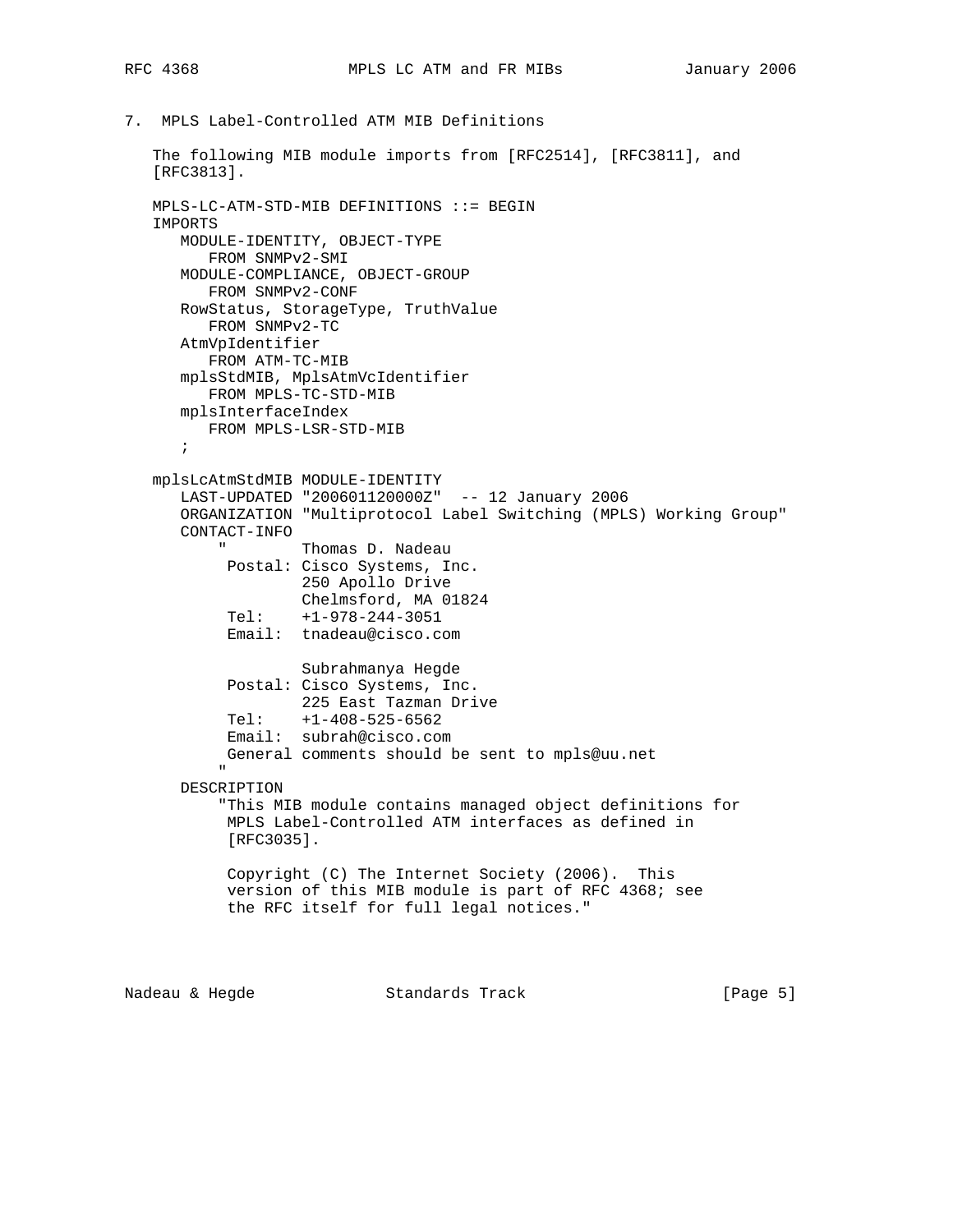## 7. MPLS Label-Controlled ATM MIB Definitions

The following MIB module imports from [RFC2514], [RFC3811], and [RFC3813].

```
MPLS-LC-ATM-STD-MIB DEFINITIONS ::= BEGIN
IMPORTS
   MODULE-IDENTITY, OBJECT-TYPE
      FROM SNMPv2-SMI
   MODULE-COMPLIANCE, OBJECT-GROUP
      FROM SNMPv2-CONF
   RowStatus, StorageType, TruthValue
      FROM SNMPv2-TC
   AtmVpIdentifier
      FROM ATM-TC-MIB
   mplsStdMIB, MplsAtmVcIdentifier
      FROM MPLS-TC-STD-MIB
   mplsInterfaceIndex
      FROM MPLS-LSR-STD-MIB
   ;

mplsLcAtmStdMIB MODULE-IDENTITY
   LAST-UPDATED "200601120000Z"  -- 12 January 2006
   ORGANIZATION "Multiprotocol Label Switching (MPLS) Working Group"
   CONTACT-INFO
       "        Thomas D. Nadeau
        Postal: Cisco Systems, Inc.
                250 Apollo Drive
                Chelmsford, MA 01824
        Tel:    +1-978-244-3051
        Email:  tnadeau@cisco.com

                Subrahmanya Hegde
        Postal: Cisco Systems, Inc.
                225 East Tazman Drive
        Tel:    +1-408-525-6562
        Email:  subrah@cisco.com
        General comments should be sent to mpls@uu.net
       "
   DESCRIPTION
       "This MIB module contains managed object definitions for
        MPLS Label-Controlled ATM interfaces as defined in
        [RFC3035].

        Copyright (C) The Internet Society (2006).  This
        version of this MIB module is part of RFC 4368; see
        the RFC itself for full legal notices."
```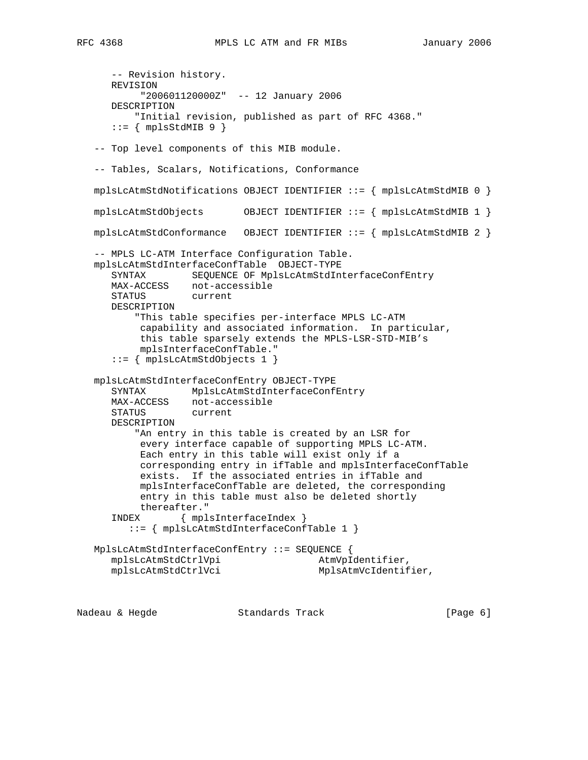```
      -- Revision history.
      REVISION
           "200601120000Z"  -- 12 January 2006
      DESCRIPTION
          "Initial revision, published as part of RFC 4368."
      ::= { mplsStdMIB 9 }

   -- Top level components of this MIB module.

   -- Tables, Scalars, Notifications, Conformance

   mplsLcAtmStdNotifications OBJECT IDENTIFIER ::= { mplsLcAtmStdMIB 0 }

   mplsLcAtmStdObjects       OBJECT IDENTIFIER ::= { mplsLcAtmStdMIB 1 }

   mplsLcAtmStdConformance   OBJECT IDENTIFIER ::= { mplsLcAtmStdMIB 2 }

   -- MPLS LC-ATM Interface Configuration Table.
   mplsLcAtmStdInterfaceConfTable  OBJECT-TYPE
      SYNTAX        SEQUENCE OF MplsLcAtmStdInterfaceConfEntry
      MAX-ACCESS    not-accessible
      STATUS        current
      DESCRIPTION
          "This table specifies per-interface MPLS LC-ATM
           capability and associated information.  In particular,
           this table sparsely extends the MPLS-LSR-STD-MIB's
           mplsInterfaceConfTable."
      ::= { mplsLcAtmStdObjects 1 }

   mplsLcAtmStdInterfaceConfEntry OBJECT-TYPE
      SYNTAX        MplsLcAtmStdInterfaceConfEntry
      MAX-ACCESS    not-accessible
      STATUS        current
      DESCRIPTION
          "An entry in this table is created by an LSR for
           every interface capable of supporting MPLS LC-ATM.
           Each entry in this table will exist only if a
           corresponding entry in ifTable and mplsInterfaceConfTable
           exists.  If the associated entries in ifTable and
           mplsInterfaceConfTable are deleted, the corresponding
           entry in this table must also be deleted shortly
           thereafter."
      INDEX       { mplsInterfaceIndex }
         ::= { mplsLcAtmStdInterfaceConfTable 1 }

   MplsLcAtmStdInterfaceConfEntry ::= SEQUENCE {
      mplsLcAtmStdCtrlVpi                AtmVpIdentifier,
      mplsLcAtmStdCtrlVci                MplsAtmVcIdentifier,
```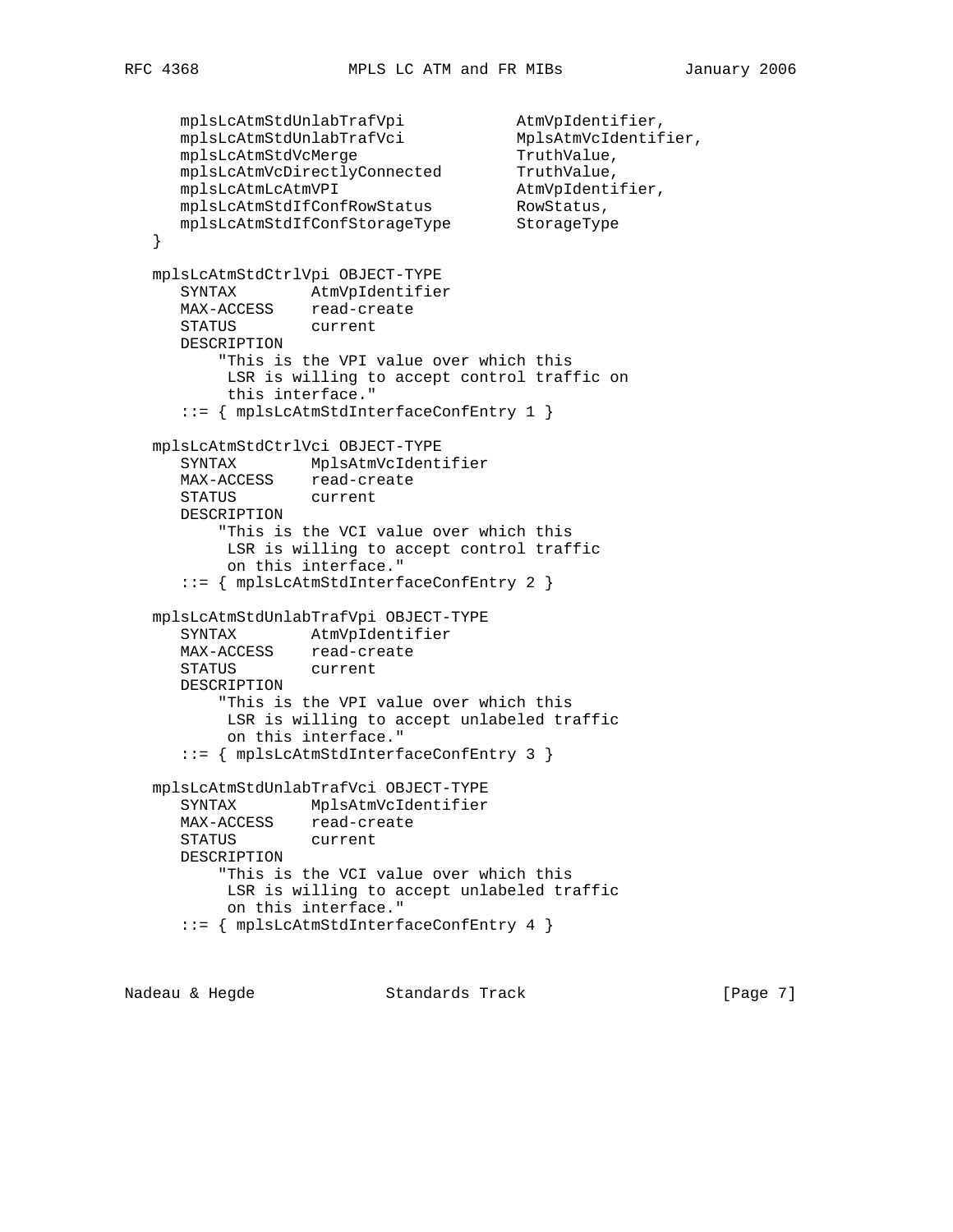```
      mplsLcAtmStdUnlabTrafVpi            AtmVpIdentifier,
      mplsLcAtmStdUnlabTrafVci            MplsAtmVcIdentifier,
      mplsLcAtmStdVcMerge                 TruthValue,
      mplsLcAtmVcDirectlyConnected        TruthValue,
      mplsLcAtmLcAtmVPI                   AtmVpIdentifier,
      mplsLcAtmStdIfConfRowStatus         RowStatus,
      mplsLcAtmStdIfConfStorageType       StorageType
   }

   mplsLcAtmStdCtrlVpi OBJECT-TYPE
      SYNTAX        AtmVpIdentifier
      MAX-ACCESS    read-create
      STATUS        current
      DESCRIPTION
          "This is the VPI value over which this
           LSR is willing to accept control traffic on
           this interface."
      ::= { mplsLcAtmStdInterfaceConfEntry 1 }

   mplsLcAtmStdCtrlVci OBJECT-TYPE
      SYNTAX        MplsAtmVcIdentifier
      MAX-ACCESS    read-create
      STATUS        current
      DESCRIPTION
          "This is the VCI value over which this
           LSR is willing to accept control traffic
           on this interface."
      ::= { mplsLcAtmStdInterfaceConfEntry 2 }

   mplsLcAtmStdUnlabTrafVpi OBJECT-TYPE
      SYNTAX        AtmVpIdentifier
      MAX-ACCESS    read-create
      STATUS        current
      DESCRIPTION
          "This is the VPI value over which this
           LSR is willing to accept unlabeled traffic
           on this interface."
      ::= { mplsLcAtmStdInterfaceConfEntry 3 }

   mplsLcAtmStdUnlabTrafVci OBJECT-TYPE
      SYNTAX        MplsAtmVcIdentifier
      MAX-ACCESS    read-create
      STATUS        current
      DESCRIPTION
          "This is the VCI value over which this
           LSR is willing to accept unlabeled traffic
           on this interface."
      ::= { mplsLcAtmStdInterfaceConfEntry 4 }
```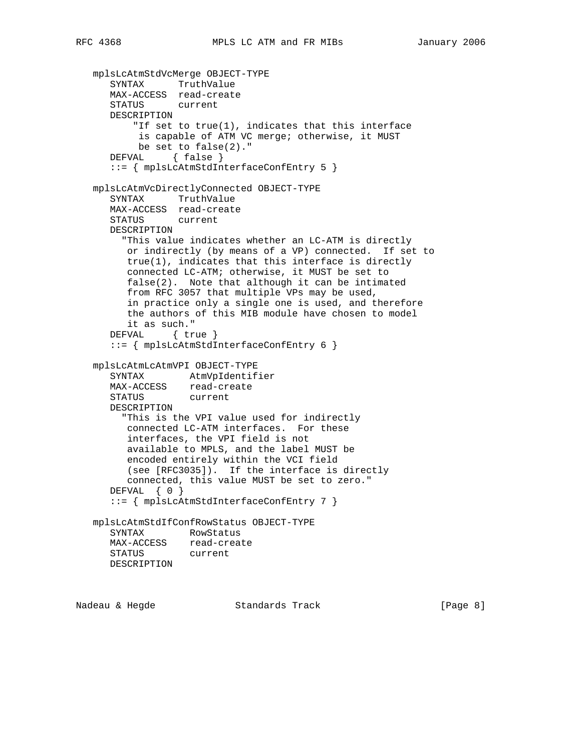```
   mplsLcAtmStdVcMerge OBJECT-TYPE
      SYNTAX      TruthValue
      MAX-ACCESS  read-create
      STATUS      current
      DESCRIPTION
          "If set to true(1), indicates that this interface
           is capable of ATM VC merge; otherwise, it MUST
           be set to false(2)."
      DEFVAL     { false }
      ::= { mplsLcAtmStdInterfaceConfEntry 5 }

   mplsLcAtmVcDirectlyConnected OBJECT-TYPE
      SYNTAX      TruthValue
      MAX-ACCESS  read-create
      STATUS      current
      DESCRIPTION
        "This value indicates whether an LC-ATM is directly
         or indirectly (by means of a VP) connected.  If set to
         true(1), indicates that this interface is directly
         connected LC-ATM; otherwise, it MUST be set to
         false(2).  Note that although it can be intimated
         from RFC 3057 that multiple VPs may be used,
         in practice only a single one is used, and therefore
         the authors of this MIB module have chosen to model
         it as such."
      DEFVAL     { true }
      ::= { mplsLcAtmStdInterfaceConfEntry 6 }

   mplsLcAtmLcAtmVPI OBJECT-TYPE
      SYNTAX        AtmVpIdentifier
      MAX-ACCESS    read-create
      STATUS        current
      DESCRIPTION
        "This is the VPI value used for indirectly
         connected LC-ATM interfaces.  For these
         interfaces, the VPI field is not
         available to MPLS, and the label MUST be
         encoded entirely within the VCI field
         (see [RFC3035]).  If the interface is directly
         connected, this value MUST be set to zero."
      DEFVAL  { 0 }
      ::= { mplsLcAtmStdInterfaceConfEntry 7 }

   mplsLcAtmStdIfConfRowStatus OBJECT-TYPE
      SYNTAX        RowStatus
      MAX-ACCESS    read-create
      STATUS        current
      DESCRIPTION
```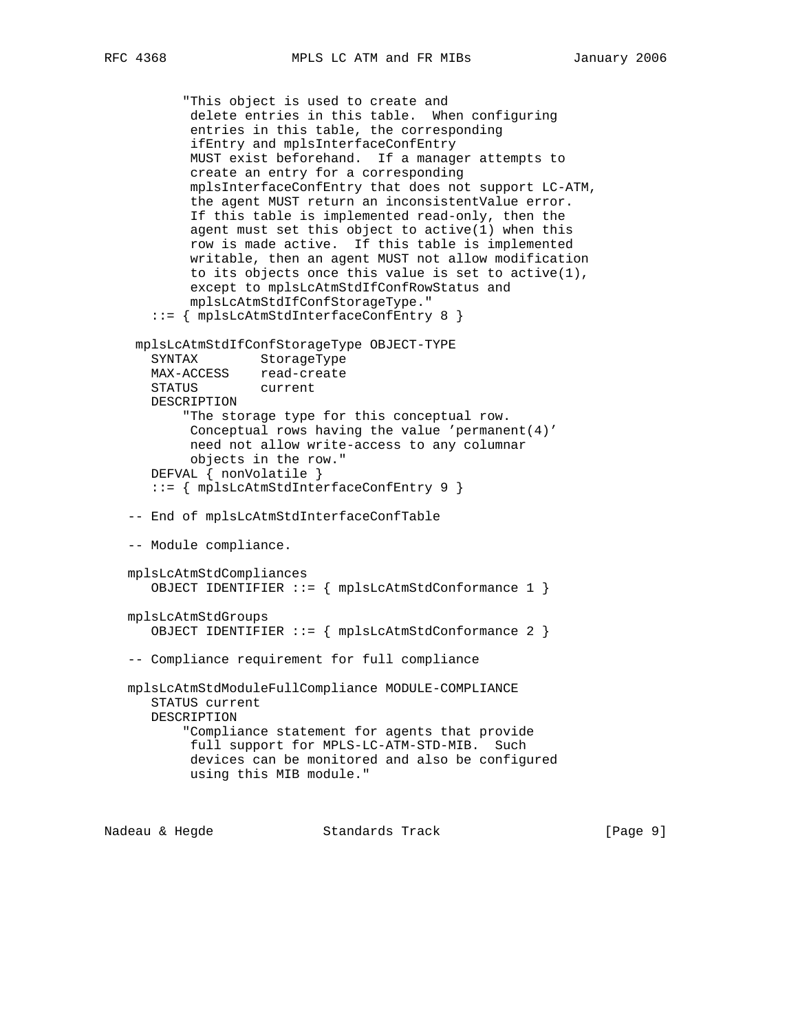```
          "This object is used to create and
           delete entries in this table.  When configuring
           entries in this table, the corresponding
           ifEntry and mplsInterfaceConfEntry
           MUST exist beforehand.  If a manager attempts to
           create an entry for a corresponding
           mplsInterfaceConfEntry that does not support LC-ATM,
           the agent MUST return an inconsistentValue error.
           If this table is implemented read-only, then the
           agent must set this object to active(1) when this
           row is made active.  If this table is implemented
           writable, then an agent MUST not allow modification
           to its objects once this value is set to active(1),
           except to mplsLcAtmStdIfConfRowStatus and
           mplsLcAtmStdIfConfStorageType."
      ::= { mplsLcAtmStdInterfaceConfEntry 8 }

    mplsLcAtmStdIfConfStorageType OBJECT-TYPE
      SYNTAX        StorageType
      MAX-ACCESS    read-create
      STATUS        current
      DESCRIPTION
          "The storage type for this conceptual row.
           Conceptual rows having the value 'permanent(4)'
           need not allow write-access to any columnar
           objects in the row."
      DEFVAL { nonVolatile }
      ::= { mplsLcAtmStdInterfaceConfEntry 9 }

   -- End of mplsLcAtmStdInterfaceConfTable

   -- Module compliance.

   mplsLcAtmStdCompliances
      OBJECT IDENTIFIER ::= { mplsLcAtmStdConformance 1 }

   mplsLcAtmStdGroups
      OBJECT IDENTIFIER ::= { mplsLcAtmStdConformance 2 }

   -- Compliance requirement for full compliance

   mplsLcAtmStdModuleFullCompliance MODULE-COMPLIANCE
      STATUS current
      DESCRIPTION
          "Compliance statement for agents that provide
           full support for MPLS-LC-ATM-STD-MIB.  Such
           devices can be monitored and also be configured
           using this MIB module."
```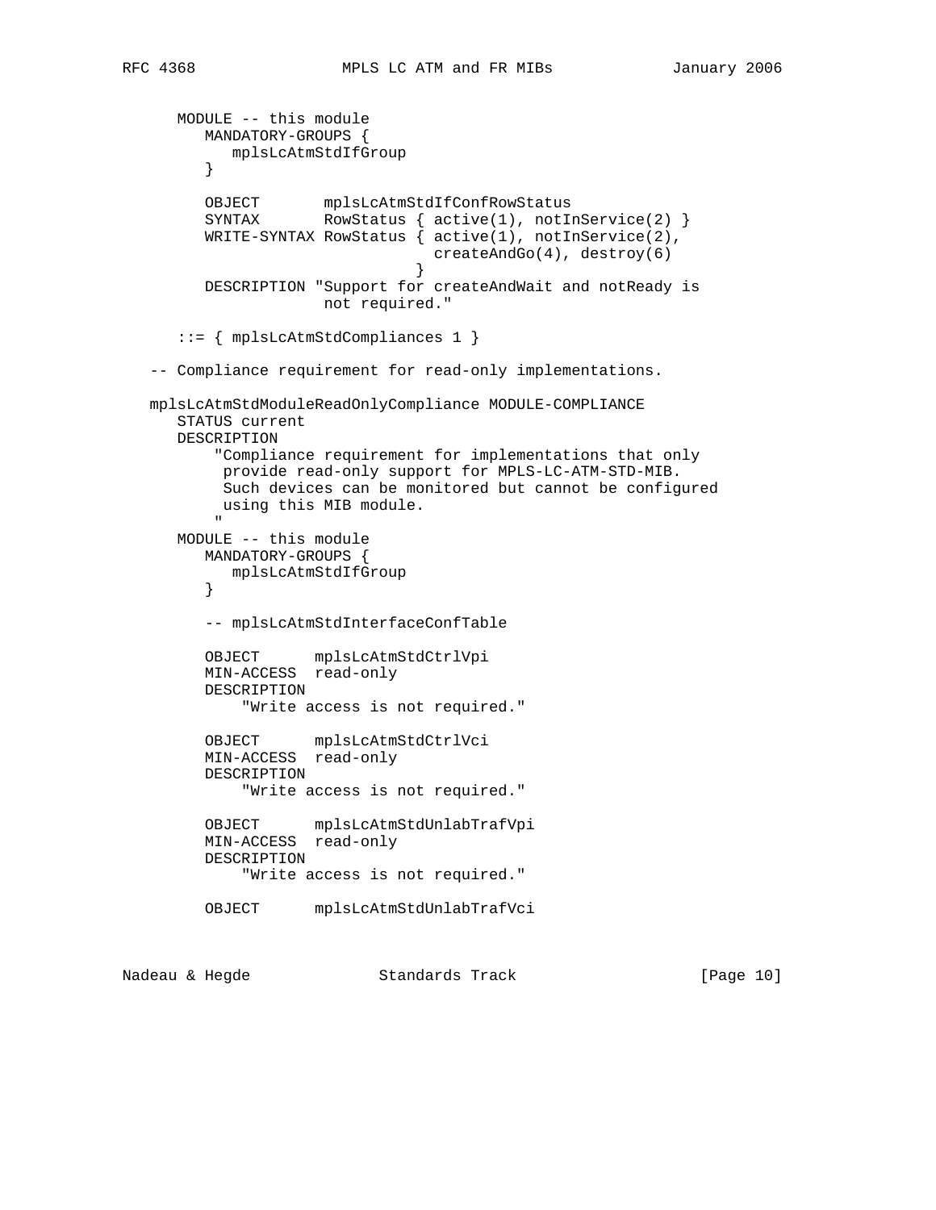```
      MODULE -- this module
         MANDATORY-GROUPS {
            mplsLcAtmStdIfGroup
         }

         OBJECT       mplsLcAtmStdIfConfRowStatus
         SYNTAX       RowStatus { active(1), notInService(2) }
         WRITE-SYNTAX RowStatus { active(1), notInService(2),
                                  createAndGo(4), destroy(6)
                                }
         DESCRIPTION "Support for createAndWait and notReady is
                      not required."

      ::= { mplsLcAtmStdCompliances 1 }

   -- Compliance requirement for read-only implementations.

   mplsLcAtmStdModuleReadOnlyCompliance MODULE-COMPLIANCE
      STATUS current
      DESCRIPTION
          "Compliance requirement for implementations that only
           provide read-only support for MPLS-LC-ATM-STD-MIB.
           Such devices can be monitored but cannot be configured
           using this MIB module.
          "
      MODULE -- this module
         MANDATORY-GROUPS {
            mplsLcAtmStdIfGroup
         }

         -- mplsLcAtmStdInterfaceConfTable

         OBJECT      mplsLcAtmStdCtrlVpi
         MIN-ACCESS  read-only
         DESCRIPTION
             "Write access is not required."

         OBJECT      mplsLcAtmStdCtrlVci
         MIN-ACCESS  read-only
         DESCRIPTION
             "Write access is not required."

         OBJECT      mplsLcAtmStdUnlabTrafVpi
         MIN-ACCESS  read-only
         DESCRIPTION
             "Write access is not required."

         OBJECT      mplsLcAtmStdUnlabTrafVci
```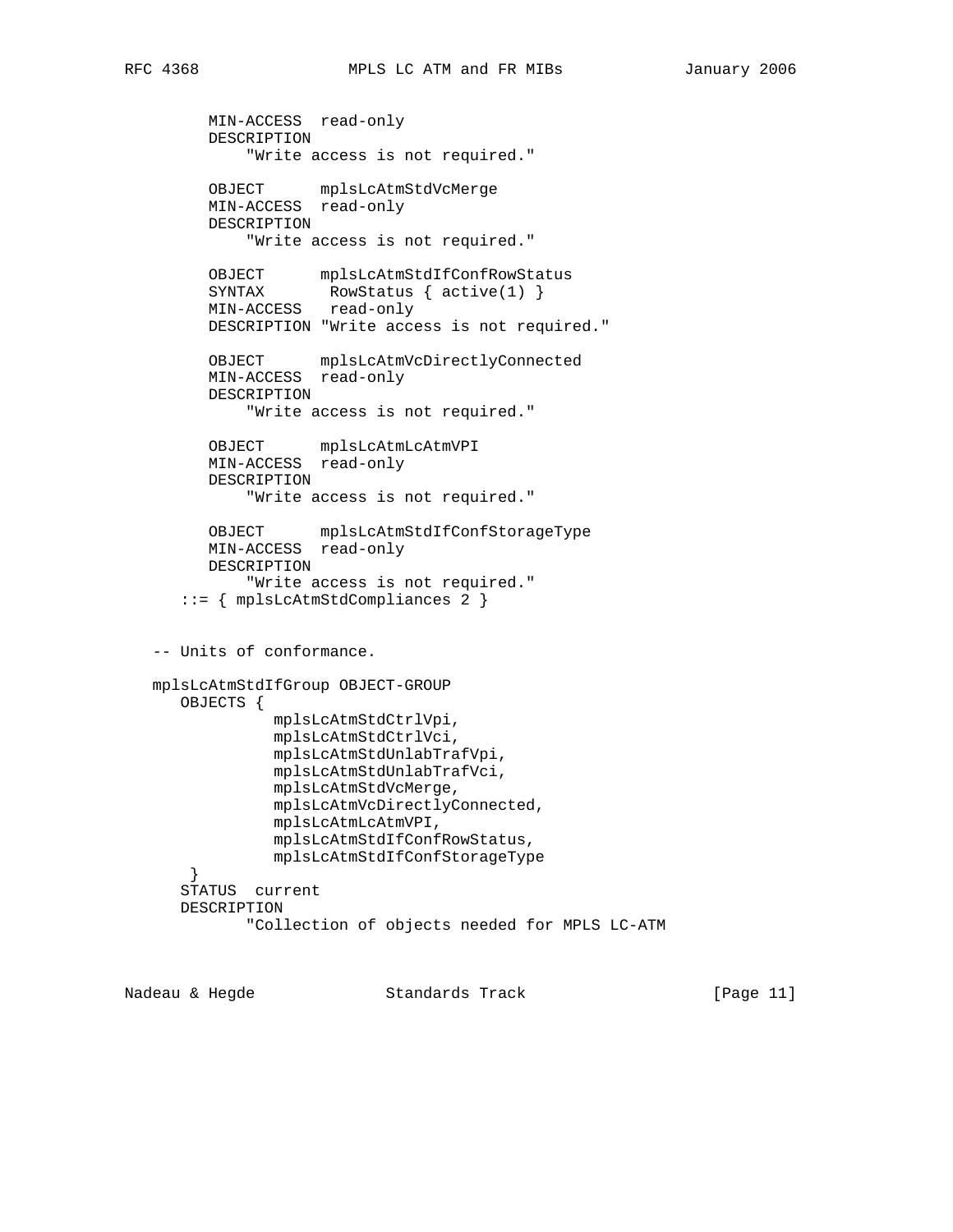```
        MIN-ACCESS  read-only
        DESCRIPTION
            "Write access is not required."

        OBJECT      mplsLcAtmStdVcMerge
        MIN-ACCESS  read-only
        DESCRIPTION
            "Write access is not required."

        OBJECT      mplsLcAtmStdIfConfRowStatus
        SYNTAX       RowStatus { active(1) }
        MIN-ACCESS   read-only
        DESCRIPTION "Write access is not required."

        OBJECT      mplsLcAtmVcDirectlyConnected
        MIN-ACCESS  read-only
        DESCRIPTION
            "Write access is not required."

        OBJECT      mplsLcAtmLcAtmVPI
        MIN-ACCESS  read-only
        DESCRIPTION
            "Write access is not required."

        OBJECT      mplsLcAtmStdIfConfStorageType
        MIN-ACCESS  read-only
        DESCRIPTION
            "Write access is not required."
     ::= { mplsLcAtmStdCompliances 2 }


   -- Units of conformance.

   mplsLcAtmStdIfGroup OBJECT-GROUP
      OBJECTS {
                mplsLcAtmStdCtrlVpi,
                mplsLcAtmStdCtrlVci,
                mplsLcAtmStdUnlabTrafVpi,
                mplsLcAtmStdUnlabTrafVci,
                mplsLcAtmStdVcMerge,
                mplsLcAtmVcDirectlyConnected,
                mplsLcAtmLcAtmVPI,
                mplsLcAtmStdIfConfRowStatus,
                mplsLcAtmStdIfConfStorageType
       }
      STATUS  current
      DESCRIPTION
             "Collection of objects needed for MPLS LC-ATM
```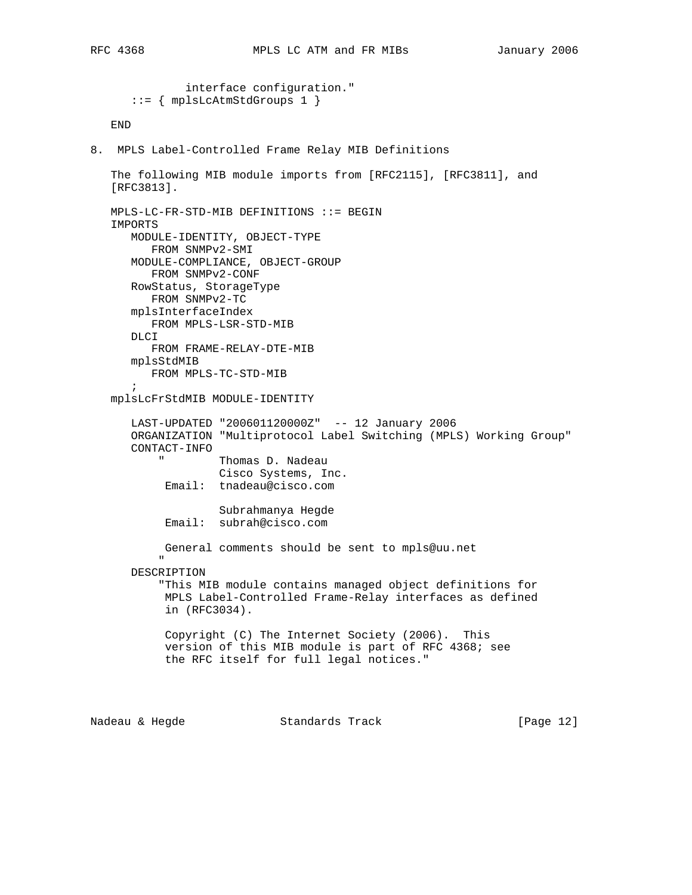```
          interface configuration."
   ::= { mplsLcAtmStdGroups 1 }

END
```

## 8. MPLS Label-Controlled Frame Relay MIB Definitions

The following MIB module imports from [RFC2115], [RFC3811], and [RFC3813].

```
MPLS-LC-FR-STD-MIB DEFINITIONS ::= BEGIN
IMPORTS
   MODULE-IDENTITY, OBJECT-TYPE
      FROM SNMPv2-SMI
   MODULE-COMPLIANCE, OBJECT-GROUP
      FROM SNMPv2-CONF
   RowStatus, StorageType
      FROM SNMPv2-TC
   mplsInterfaceIndex
      FROM MPLS-LSR-STD-MIB
   DLCI
      FROM FRAME-RELAY-DTE-MIB
   mplsStdMIB
      FROM MPLS-TC-STD-MIB
   ;
mplsLcFrStdMIB MODULE-IDENTITY

   LAST-UPDATED "200601120000Z"  -- 12 January 2006
   ORGANIZATION "Multiprotocol Label Switching (MPLS) Working Group"
   CONTACT-INFO
       "        Thomas D. Nadeau
                Cisco Systems, Inc.
        Email:  tnadeau@cisco.com

                Subrahmanya Hegde
        Email:  subrah@cisco.com

        General comments should be sent to mpls@uu.net
       "
   DESCRIPTION
       "This MIB module contains managed object definitions for
        MPLS Label-Controlled Frame-Relay interfaces as defined
        in (RFC3034).

        Copyright (C) The Internet Society (2006).  This
        version of this MIB module is part of RFC 4368; see
        the RFC itself for full legal notices."
```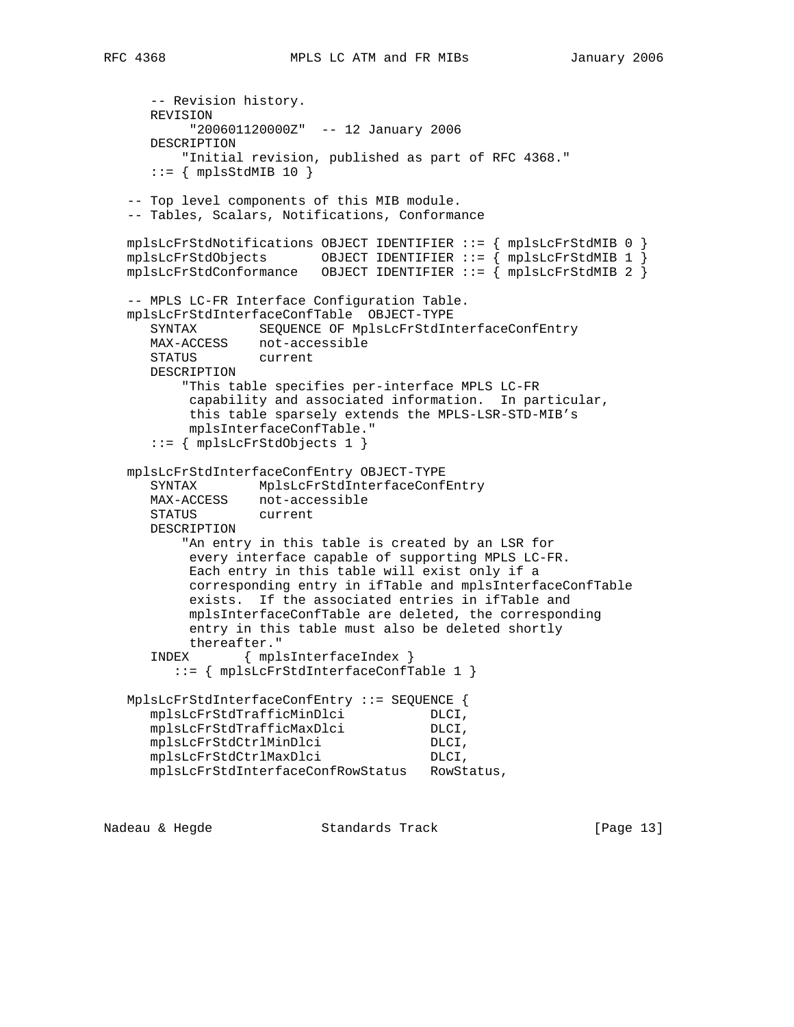```
      -- Revision history.
      REVISION
           "200601120000Z"  -- 12 January 2006
      DESCRIPTION
          "Initial revision, published as part of RFC 4368."
      ::= { mplsStdMIB 10 }

   -- Top level components of this MIB module.
   -- Tables, Scalars, Notifications, Conformance

   mplsLcFrStdNotifications OBJECT IDENTIFIER ::= { mplsLcFrStdMIB 0 }
   mplsLcFrStdObjects       OBJECT IDENTIFIER ::= { mplsLcFrStdMIB 1 }
   mplsLcFrStdConformance   OBJECT IDENTIFIER ::= { mplsLcFrStdMIB 2 }

   -- MPLS LC-FR Interface Configuration Table.
   mplsLcFrStdInterfaceConfTable  OBJECT-TYPE
      SYNTAX        SEQUENCE OF MplsLcFrStdInterfaceConfEntry
      MAX-ACCESS    not-accessible
      STATUS        current
      DESCRIPTION
          "This table specifies per-interface MPLS LC-FR
           capability and associated information.  In particular,
           this table sparsely extends the MPLS-LSR-STD-MIB's
           mplsInterfaceConfTable."
      ::= { mplsLcFrStdObjects 1 }

   mplsLcFrStdInterfaceConfEntry OBJECT-TYPE
      SYNTAX        MplsLcFrStdInterfaceConfEntry
      MAX-ACCESS    not-accessible
      STATUS        current
      DESCRIPTION
          "An entry in this table is created by an LSR for
           every interface capable of supporting MPLS LC-FR.
           Each entry in this table will exist only if a
           corresponding entry in ifTable and mplsInterfaceConfTable
           exists.  If the associated entries in ifTable and
           mplsInterfaceConfTable are deleted, the corresponding
           entry in this table must also be deleted shortly
           thereafter."
      INDEX       { mplsInterfaceIndex }
         ::= { mplsLcFrStdInterfaceConfTable 1 }

   MplsLcFrStdInterfaceConfEntry ::= SEQUENCE {
      mplsLcFrStdTrafficMinDlci           DLCI,
      mplsLcFrStdTrafficMaxDlci           DLCI,
      mplsLcFrStdCtrlMinDlci              DLCI,
      mplsLcFrStdCtrlMaxDlci              DLCI,
      mplsLcFrStdInterfaceConfRowStatus   RowStatus,
```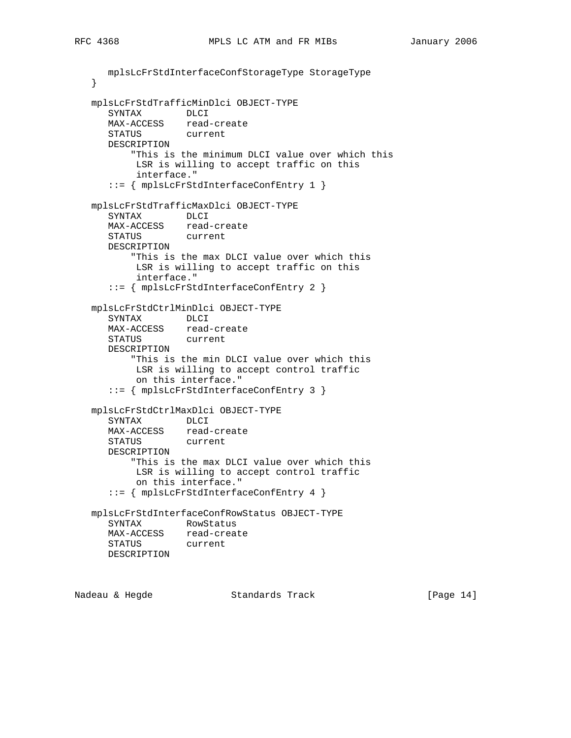```
      mplsLcFrStdInterfaceConfStorageType StorageType
   }

   mplsLcFrStdTrafficMinDlci OBJECT-TYPE
      SYNTAX        DLCI
      MAX-ACCESS    read-create
      STATUS        current
      DESCRIPTION
          "This is the minimum DLCI value over which this
           LSR is willing to accept traffic on this
           interface."
      ::= { mplsLcFrStdInterfaceConfEntry 1 }

   mplsLcFrStdTrafficMaxDlci OBJECT-TYPE
      SYNTAX        DLCI
      MAX-ACCESS    read-create
      STATUS        current
      DESCRIPTION
          "This is the max DLCI value over which this
           LSR is willing to accept traffic on this
           interface."
      ::= { mplsLcFrStdInterfaceConfEntry 2 }

   mplsLcFrStdCtrlMinDlci OBJECT-TYPE
      SYNTAX        DLCI
      MAX-ACCESS    read-create
      STATUS        current
      DESCRIPTION
          "This is the min DLCI value over which this
           LSR is willing to accept control traffic
           on this interface."
      ::= { mplsLcFrStdInterfaceConfEntry 3 }

   mplsLcFrStdCtrlMaxDlci OBJECT-TYPE
      SYNTAX        DLCI
      MAX-ACCESS    read-create
      STATUS        current
      DESCRIPTION
          "This is the max DLCI value over which this
           LSR is willing to accept control traffic
           on this interface."
      ::= { mplsLcFrStdInterfaceConfEntry 4 }

   mplsLcFrStdInterfaceConfRowStatus OBJECT-TYPE
      SYNTAX        RowStatus
      MAX-ACCESS    read-create
      STATUS        current
      DESCRIPTION
```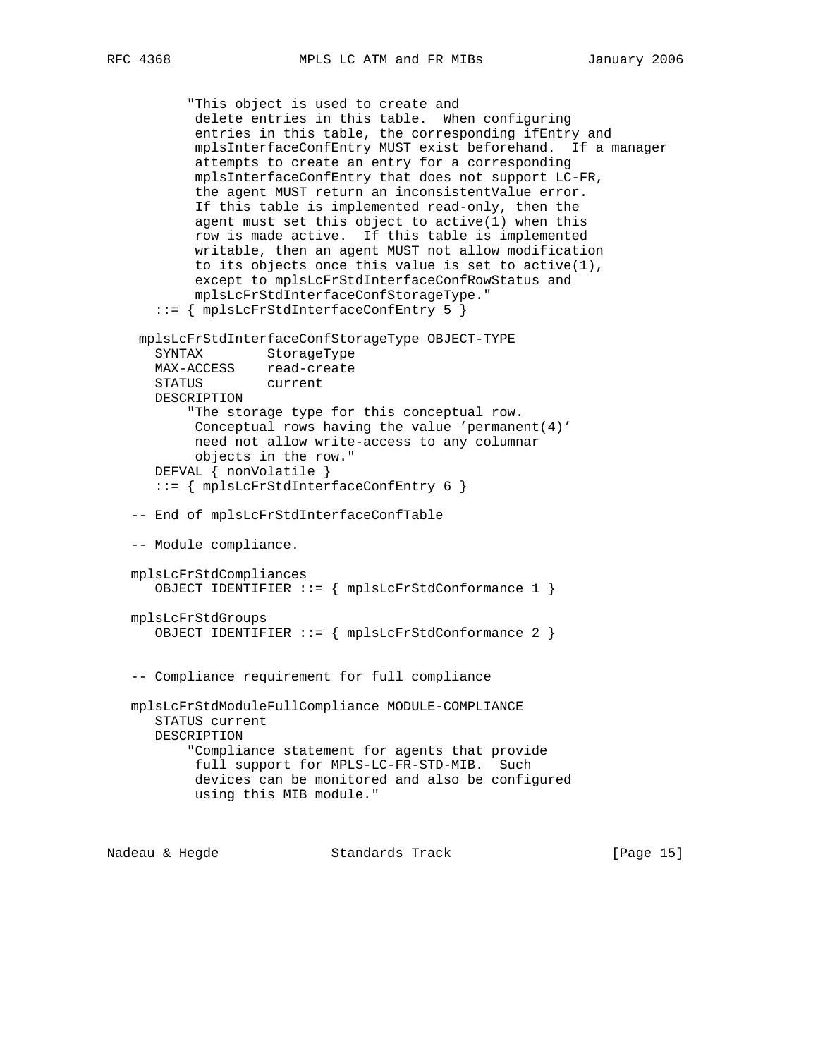```
          "This object is used to create and
           delete entries in this table.  When configuring
           entries in this table, the corresponding ifEntry and
           mplsInterfaceConfEntry MUST exist beforehand.  If a manager
           attempts to create an entry for a corresponding
           mplsInterfaceConfEntry that does not support LC-FR,
           the agent MUST return an inconsistentValue error.
           If this table is implemented read-only, then the
           agent must set this object to active(1) when this
           row is made active.  If this table is implemented
           writable, then an agent MUST not allow modification
           to its objects once this value is set to active(1),
           except to mplsLcFrStdInterfaceConfRowStatus and
           mplsLcFrStdInterfaceConfStorageType."
      ::= { mplsLcFrStdInterfaceConfEntry 5 }

    mplsLcFrStdInterfaceConfStorageType OBJECT-TYPE
      SYNTAX        StorageType
      MAX-ACCESS    read-create
      STATUS        current
      DESCRIPTION
          "The storage type for this conceptual row.
           Conceptual rows having the value 'permanent(4)'
           need not allow write-access to any columnar
           objects in the row."
      DEFVAL { nonVolatile }
      ::= { mplsLcFrStdInterfaceConfEntry 6 }

   -- End of mplsLcFrStdInterfaceConfTable

   -- Module compliance.

   mplsLcFrStdCompliances
      OBJECT IDENTIFIER ::= { mplsLcFrStdConformance 1 }

   mplsLcFrStdGroups
      OBJECT IDENTIFIER ::= { mplsLcFrStdConformance 2 }


   -- Compliance requirement for full compliance

   mplsLcFrStdModuleFullCompliance MODULE-COMPLIANCE
      STATUS current
      DESCRIPTION
          "Compliance statement for agents that provide
           full support for MPLS-LC-FR-STD-MIB.  Such
           devices can be monitored and also be configured
           using this MIB module."
```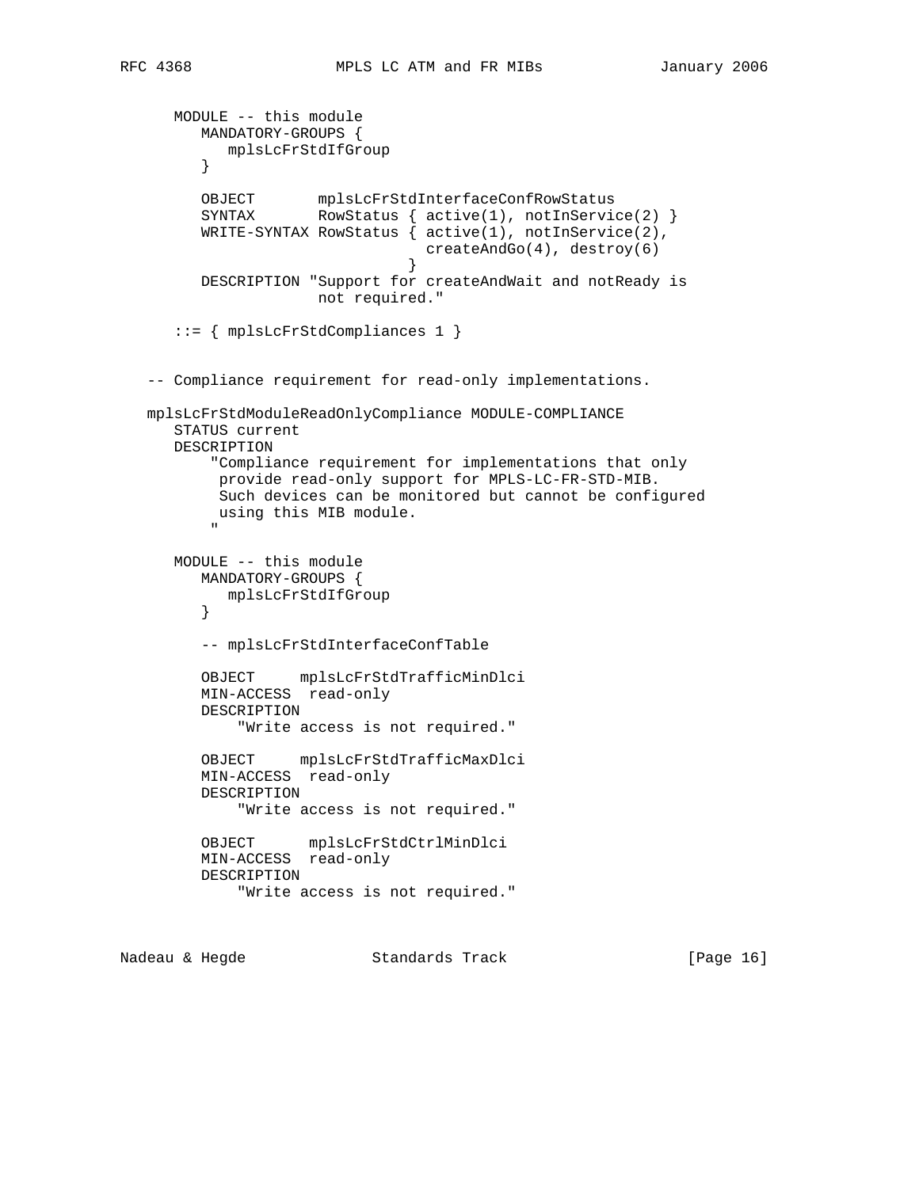```
      MODULE -- this module
         MANDATORY-GROUPS {
            mplsLcFrStdIfGroup
         }

         OBJECT       mplsLcFrStdInterfaceConfRowStatus
         SYNTAX       RowStatus { active(1), notInService(2) }
         WRITE-SYNTAX RowStatus { active(1), notInService(2),
                                  createAndGo(4), destroy(6)
                                }
         DESCRIPTION "Support for createAndWait and notReady is
                      not required."

      ::= { mplsLcFrStdCompliances 1 }


   -- Compliance requirement for read-only implementations.

   mplsLcFrStdModuleReadOnlyCompliance MODULE-COMPLIANCE
      STATUS current
      DESCRIPTION
          "Compliance requirement for implementations that only
           provide read-only support for MPLS-LC-FR-STD-MIB.
           Such devices can be monitored but cannot be configured
           using this MIB module.
          "

      MODULE -- this module
         MANDATORY-GROUPS {
            mplsLcFrStdIfGroup
         }

         -- mplsLcFrStdInterfaceConfTable

         OBJECT     mplsLcFrStdTrafficMinDlci
         MIN-ACCESS  read-only
         DESCRIPTION
             "Write access is not required."

         OBJECT     mplsLcFrStdTrafficMaxDlci
         MIN-ACCESS  read-only
         DESCRIPTION
             "Write access is not required."

         OBJECT      mplsLcFrStdCtrlMinDlci
         MIN-ACCESS  read-only
         DESCRIPTION
             "Write access is not required."
```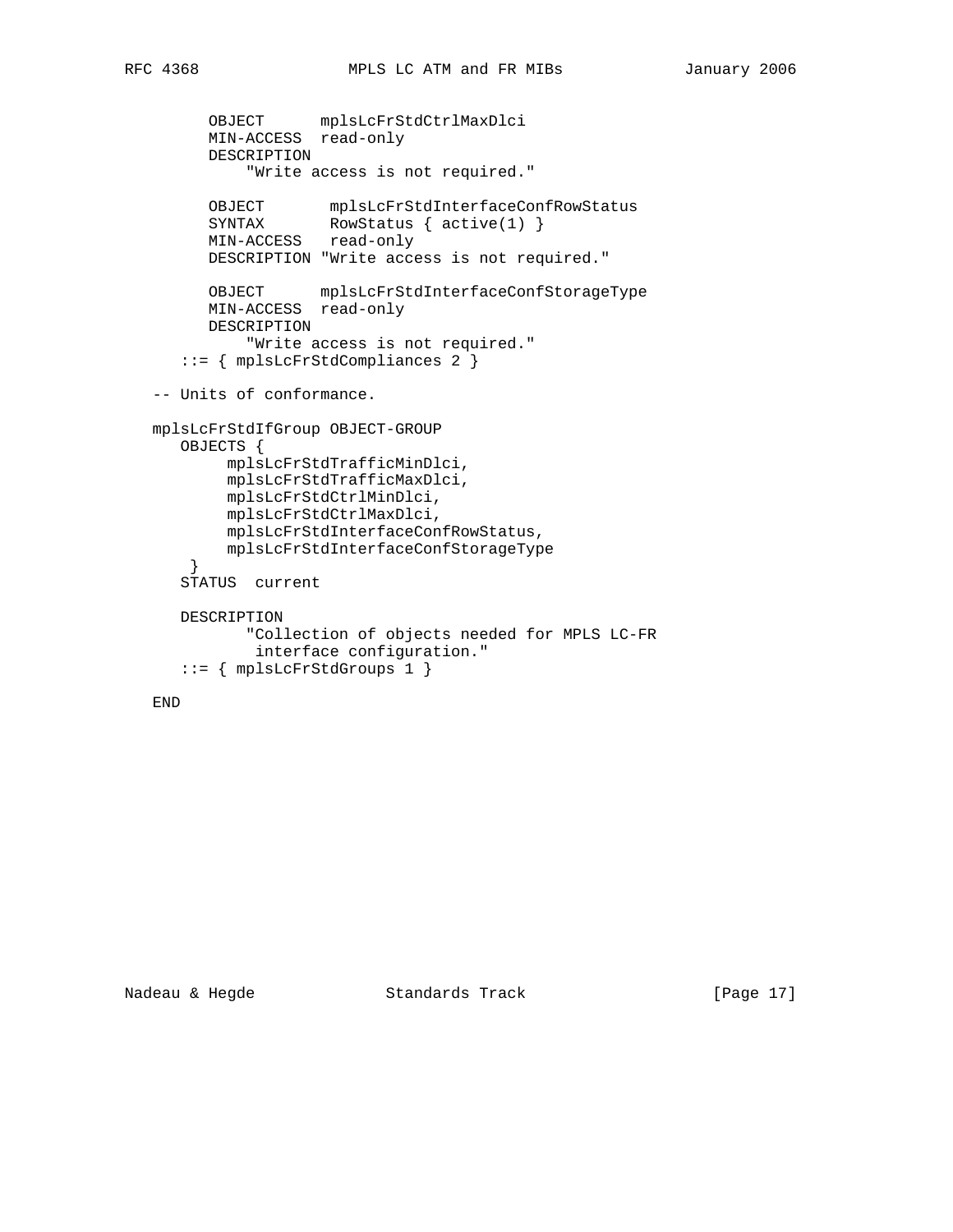```
        OBJECT      mplsLcFrStdCtrlMaxDlci
        MIN-ACCESS  read-only
        DESCRIPTION
            "Write access is not required."

        OBJECT       mplsLcFrStdInterfaceConfRowStatus
        SYNTAX       RowStatus { active(1) }
        MIN-ACCESS   read-only
        DESCRIPTION "Write access is not required."

        OBJECT      mplsLcFrStdInterfaceConfStorageType
        MIN-ACCESS  read-only
        DESCRIPTION
            "Write access is not required."
     ::= { mplsLcFrStdCompliances 2 }

   -- Units of conformance.

   mplsLcFrStdIfGroup OBJECT-GROUP
      OBJECTS {
           mplsLcFrStdTrafficMinDlci,
           mplsLcFrStdTrafficMaxDlci,
           mplsLcFrStdCtrlMinDlci,
           mplsLcFrStdCtrlMaxDlci,
           mplsLcFrStdInterfaceConfRowStatus,
           mplsLcFrStdInterfaceConfStorageType
       }
      STATUS  current

      DESCRIPTION
             "Collection of objects needed for MPLS LC-FR
              interface configuration."
      ::= { mplsLcFrStdGroups 1 }

   END
```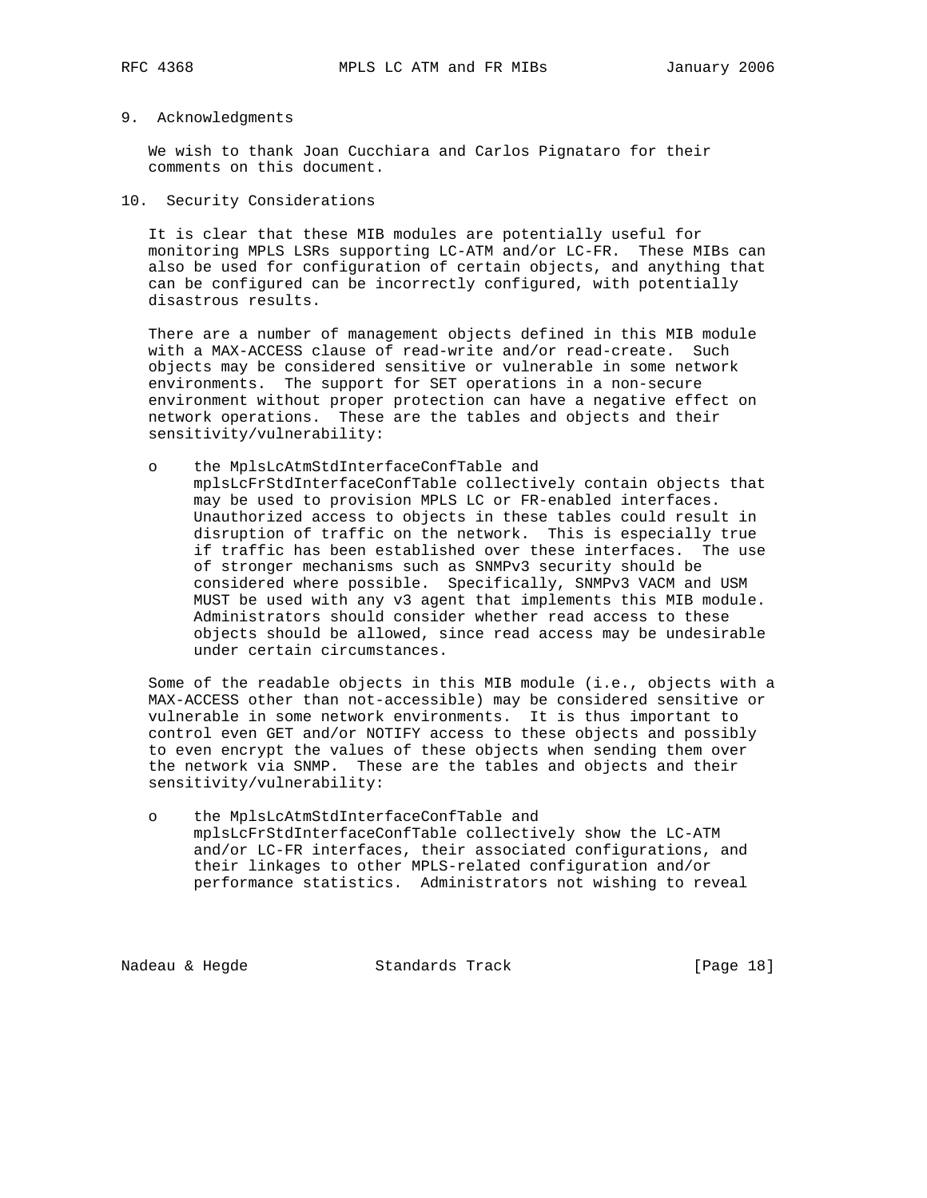## 9. Acknowledgments

We wish to thank Joan Cucchiara and Carlos Pignataro for their comments on this document.

## 10. Security Considerations

It is clear that these MIB modules are potentially useful for monitoring MPLS LSRs supporting LC-ATM and/or LC-FR. These MIBs can also be used for configuration of certain objects, and anything that can be configured can be incorrectly configured, with potentially disastrous results.

There are a number of management objects defined in this MIB module with a MAX-ACCESS clause of read-write and/or read-create. Such objects may be considered sensitive or vulnerable in some network environments. The support for SET operations in a non-secure environment without proper protection can have a negative effect on network operations. These are the tables and objects and their sensitivity/vulnerability:

- the MplsLcAtmStdInterfaceConfTable and mplsLcFrStdInterfaceConfTable collectively contain objects that may be used to provision MPLS LC or FR-enabled interfaces. Unauthorized access to objects in these tables could result in disruption of traffic on the network. This is especially true if traffic has been established over these interfaces. The use of stronger mechanisms such as SNMPv3 security should be considered where possible. Specifically, SNMPv3 VACM and USM MUST be used with any v3 agent that implements this MIB module. Administrators should consider whether read access to these objects should be allowed, since read access may be undesirable under certain circumstances.

Some of the readable objects in this MIB module (i.e., objects with a MAX-ACCESS other than not-accessible) may be considered sensitive or vulnerable in some network environments. It is thus important to control even GET and/or NOTIFY access to these objects and possibly to even encrypt the values of these objects when sending them over the network via SNMP. These are the tables and objects and their sensitivity/vulnerability:

- the MplsLcAtmStdInterfaceConfTable and mplsLcFrStdInterfaceConfTable collectively show the LC-ATM and/or LC-FR interfaces, their associated configurations, and their linkages to other MPLS-related configuration and/or performance statistics. Administrators not wishing to reveal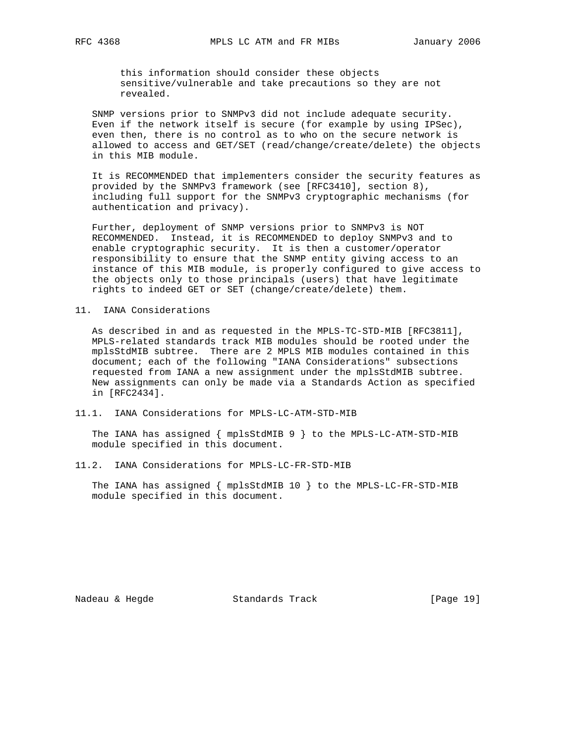this information should consider these objects sensitive/vulnerable and take precautions so they are not revealed.

SNMP versions prior to SNMPv3 did not include adequate security. Even if the network itself is secure (for example by using IPSec), even then, there is no control as to who on the secure network is allowed to access and GET/SET (read/change/create/delete) the objects in this MIB module.

It is RECOMMENDED that implementers consider the security features as provided by the SNMPv3 framework (see [RFC3410], section 8), including full support for the SNMPv3 cryptographic mechanisms (for authentication and privacy).

Further, deployment of SNMP versions prior to SNMPv3 is NOT RECOMMENDED. Instead, it is RECOMMENDED to deploy SNMPv3 and to enable cryptographic security. It is then a customer/operator responsibility to ensure that the SNMP entity giving access to an instance of this MIB module, is properly configured to give access to the objects only to those principals (users) that have legitimate rights to indeed GET or SET (change/create/delete) them.

## 11. IANA Considerations

As described in and as requested in the MPLS-TC-STD-MIB [RFC3811], MPLS-related standards track MIB modules should be rooted under the mplsStdMIB subtree. There are 2 MPLS MIB modules contained in this document; each of the following "IANA Considerations" subsections requested from IANA a new assignment under the mplsStdMIB subtree. New assignments can only be made via a Standards Action as specified in [RFC2434].

### 11.1. IANA Considerations for MPLS-LC-ATM-STD-MIB

The IANA has assigned { mplsStdMIB 9 } to the MPLS-LC-ATM-STD-MIB module specified in this document.

### 11.2. IANA Considerations for MPLS-LC-FR-STD-MIB

The IANA has assigned { mplsStdMIB 10 } to the MPLS-LC-FR-STD-MIB module specified in this document.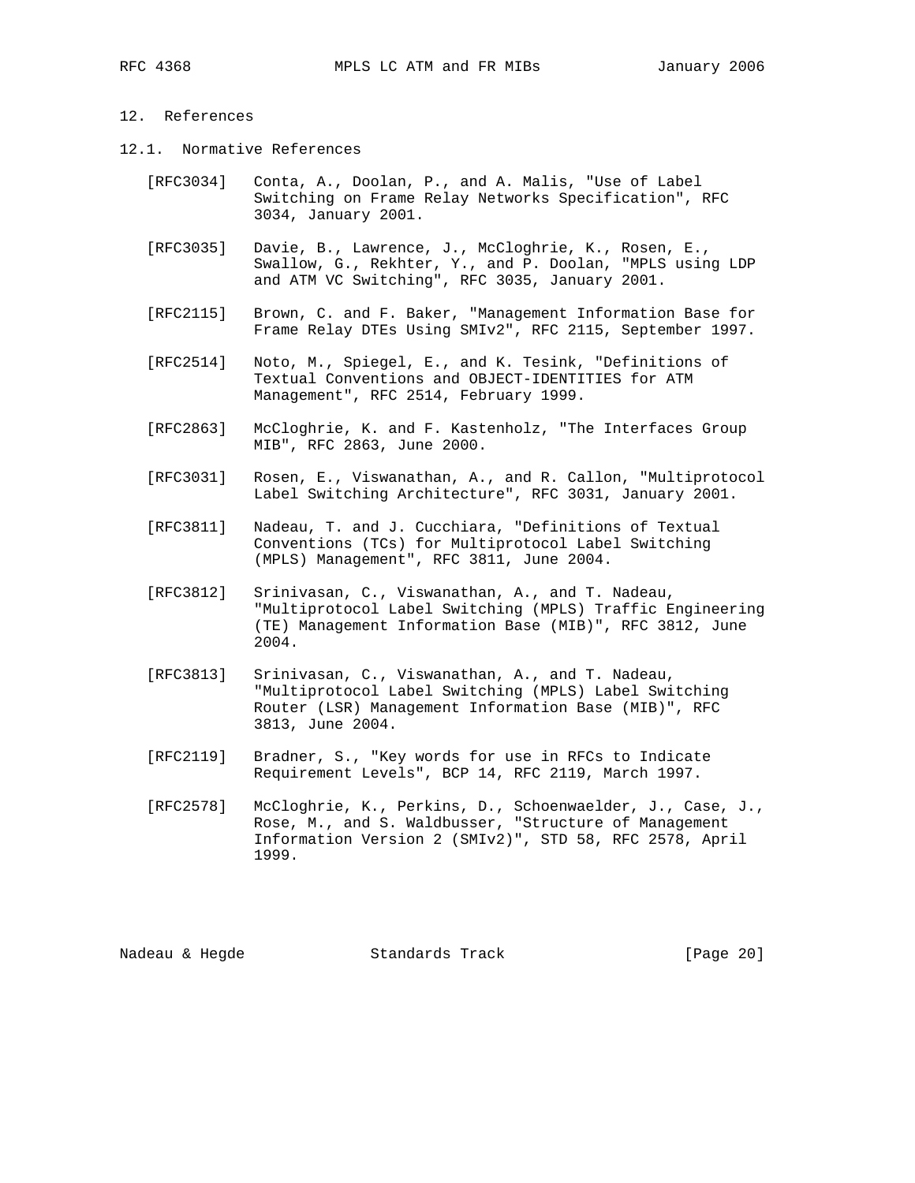## 12. References

### 12.1. Normative References

[RFC3034] Conta, A., Doolan, P., and A. Malis, "Use of Label Switching on Frame Relay Networks Specification", RFC 3034, January 2001.

[RFC3035] Davie, B., Lawrence, J., McCloghrie, K., Rosen, E., Swallow, G., Rekhter, Y., and P. Doolan, "MPLS using LDP and ATM VC Switching", RFC 3035, January 2001.

[RFC2115] Brown, C. and F. Baker, "Management Information Base for Frame Relay DTEs Using SMIv2", RFC 2115, September 1997.

[RFC2514] Noto, M., Spiegel, E., and K. Tesink, "Definitions of Textual Conventions and OBJECT-IDENTITIES for ATM Management", RFC 2514, February 1999.

[RFC2863] McCloghrie, K. and F. Kastenholz, "The Interfaces Group MIB", RFC 2863, June 2000.

[RFC3031] Rosen, E., Viswanathan, A., and R. Callon, "Multiprotocol Label Switching Architecture", RFC 3031, January 2001.

[RFC3811] Nadeau, T. and J. Cucchiara, "Definitions of Textual Conventions (TCs) for Multiprotocol Label Switching (MPLS) Management", RFC 3811, June 2004.

[RFC3812] Srinivasan, C., Viswanathan, A., and T. Nadeau, "Multiprotocol Label Switching (MPLS) Traffic Engineering (TE) Management Information Base (MIB)", RFC 3812, June 2004.

[RFC3813] Srinivasan, C., Viswanathan, A., and T. Nadeau, "Multiprotocol Label Switching (MPLS) Label Switching Router (LSR) Management Information Base (MIB)", RFC 3813, June 2004.

[RFC2119] Bradner, S., "Key words for use in RFCs to Indicate Requirement Levels", BCP 14, RFC 2119, March 1997.

[RFC2578] McCloghrie, K., Perkins, D., Schoenwaelder, J., Case, J., Rose, M., and S. Waldbusser, "Structure of Management Information Version 2 (SMIv2)", STD 58, RFC 2578, April 1999.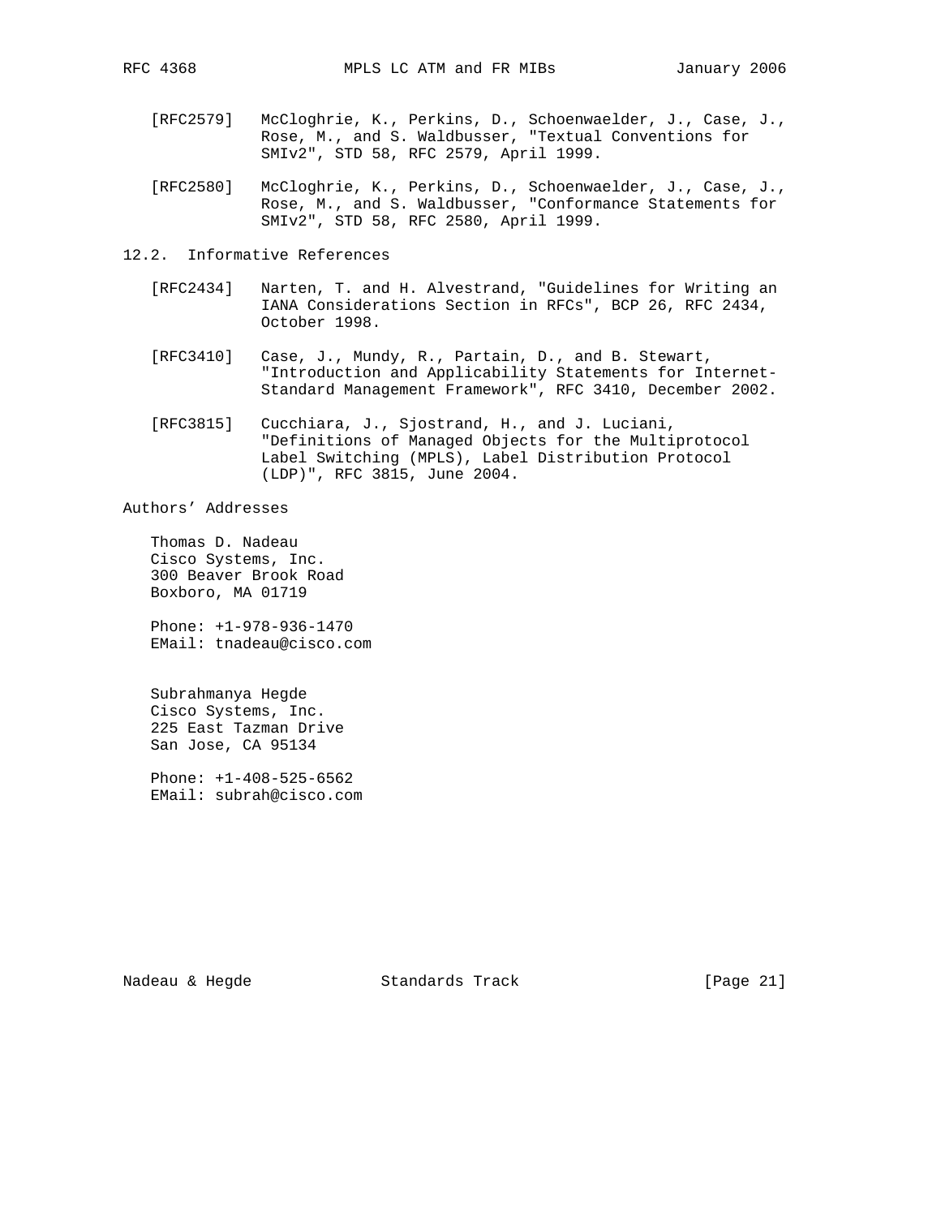[RFC2579] McCloghrie, K., Perkins, D., Schoenwaelder, J., Case, J., Rose, M., and S. Waldbusser, "Textual Conventions for SMIv2", STD 58, RFC 2579, April 1999.

[RFC2580] McCloghrie, K., Perkins, D., Schoenwaelder, J., Case, J., Rose, M., and S. Waldbusser, "Conformance Statements for SMIv2", STD 58, RFC 2580, April 1999.

### 12.2. Informative References

[RFC2434] Narten, T. and H. Alvestrand, "Guidelines for Writing an IANA Considerations Section in RFCs", BCP 26, RFC 2434, October 1998.

[RFC3410] Case, J., Mundy, R., Partain, D., and B. Stewart, "Introduction and Applicability Statements for Internet-Standard Management Framework", RFC 3410, December 2002.

[RFC3815] Cucchiara, J., Sjostrand, H., and J. Luciani, "Definitions of Managed Objects for the Multiprotocol Label Switching (MPLS), Label Distribution Protocol (LDP)", RFC 3815, June 2004.

## Authors' Addresses

Thomas D. Nadeau
Cisco Systems, Inc.
300 Beaver Brook Road
Boxboro, MA 01719

Phone: +1-978-936-1470
EMail: tnadeau@cisco.com

Subrahmanya Hegde
Cisco Systems, Inc.
225 East Tazman Drive
San Jose, CA 95134

Phone: +1-408-525-6562
EMail: subrah@cisco.com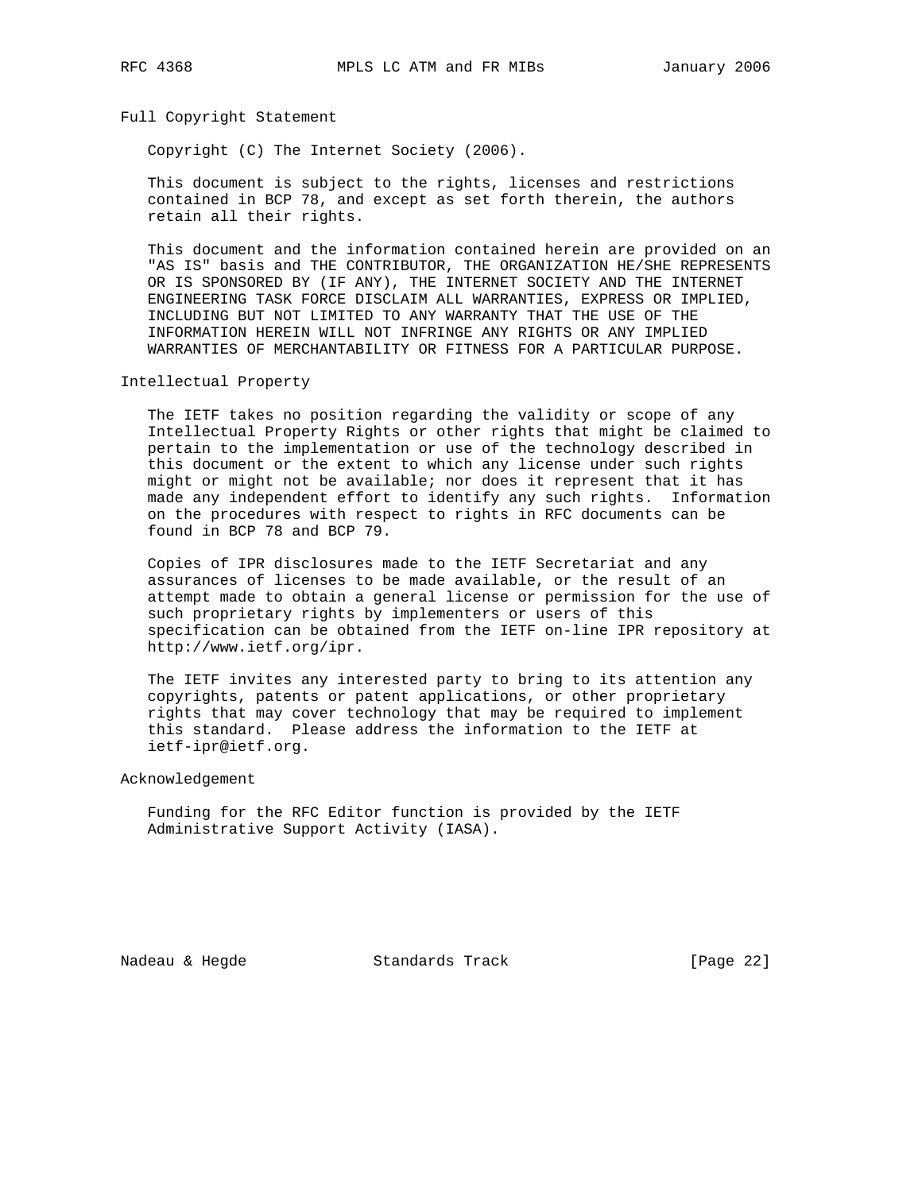## Full Copyright Statement

Copyright (C) The Internet Society (2006).

This document is subject to the rights, licenses and restrictions contained in BCP 78, and except as set forth therein, the authors retain all their rights.

This document and the information contained herein are provided on an "AS IS" basis and THE CONTRIBUTOR, THE ORGANIZATION HE/SHE REPRESENTS OR IS SPONSORED BY (IF ANY), THE INTERNET SOCIETY AND THE INTERNET ENGINEERING TASK FORCE DISCLAIM ALL WARRANTIES, EXPRESS OR IMPLIED, INCLUDING BUT NOT LIMITED TO ANY WARRANTY THAT THE USE OF THE INFORMATION HEREIN WILL NOT INFRINGE ANY RIGHTS OR ANY IMPLIED WARRANTIES OF MERCHANTABILITY OR FITNESS FOR A PARTICULAR PURPOSE.

## Intellectual Property

The IETF takes no position regarding the validity or scope of any Intellectual Property Rights or other rights that might be claimed to pertain to the implementation or use of the technology described in this document or the extent to which any license under such rights might or might not be available; nor does it represent that it has made any independent effort to identify any such rights. Information on the procedures with respect to rights in RFC documents can be found in BCP 78 and BCP 79.

Copies of IPR disclosures made to the IETF Secretariat and any assurances of licenses to be made available, or the result of an attempt made to obtain a general license or permission for the use of such proprietary rights by implementers or users of this specification can be obtained from the IETF on-line IPR repository at http://www.ietf.org/ipr.

The IETF invites any interested party to bring to its attention any copyrights, patents or patent applications, or other proprietary rights that may cover technology that may be required to implement this standard. Please address the information to the IETF at ietf-ipr@ietf.org.

## Acknowledgement

Funding for the RFC Editor function is provided by the IETF Administrative Support Activity (IASA).